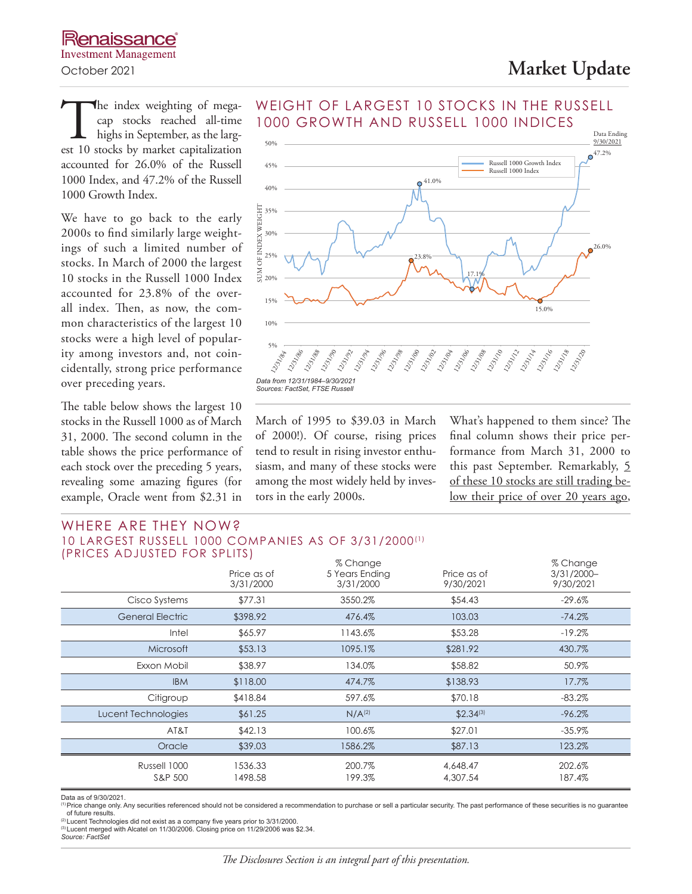Renaissance Investment Management

October 2021

# Market Update

The index weighting of mega-cap stocks reached all-time highs in September, as the largest 10 stocks by market capitalization accounted for 26.0% of the Russell 1000 Index, and 47.2% of the Russell 1000 Growth Index.

We have to go back to the early 2000s to find similarly large weightings of such a limited number of stocks. In March of 2000 the largest 10 stocks in the Russell 1000 Index accounted for 23.8% of the overall index. Then, as now, the common characteristics of the largest 10 stocks were a high level of popularity among investors and, not coincidentally, strong price performance over preceding years.

## WEIGHT OF LARGEST 10 STOCKS IN THE RUSSELL 1000 GROWTH AND RUSSELL 1000 INDICES

Data Ending 9/30/2021

*Data from 12/31/1984–9/30/2021*
*Sources: FactSet, FTSE Russell*

The table below shows the largest 10 stocks in the Russell 1000 as of March 31, 2000. The second column in the table shows the price performance of each stock over the preceding 5 years, revealing some amazing figures (for example, Oracle went from $2.31 in March of 1995 to $39.03 in March of 2000!). Of course, rising prices tend to result in rising investor enthusiasm, and many of these stocks were among the most widely held by investors in the early 2000s.

What's happened to them since? The final column shows their price performance from March 31, 2000 to this past September. Remarkably, <u>5 of these 10 stocks are still trading below their price of over 20 years ago</u>,

## WHERE ARE THEY NOW?
### 10 LARGEST RUSSELL 1000 COMPANIES AS OF 3/31/2000[1] (PRICES ADJUSTED FOR SPLITS)

| | Price as of 3/31/2000 | % Change 5 Years Ending 3/31/2000 | Price as of 9/30/2021 | % Change 3/31/2000–9/30/2021 |
|---|---|---|---|---|
| Cisco Systems | $77.31 | 3550.2% | $54.43 | -29.6% |
| General Electric | $398.92 | 476.4% | 103.03 | -74.2% |
| Intel | $65.97 | 1143.6% | $53.28 | -19.2% |
| Microsoft | $53.13 | 1095.1% | $281.92 | 430.7% |
| Exxon Mobil | $38.97 | 134.0% | $58.82 | 50.9% |
| IBM | $118.00 | 474.7% | $138.93 | 17.7% |
| Citigroup | $418.84 | 597.6% | $70.18 | -83.2% |
| Lucent Technologies | $61.25 | N/A[2] | $2.34[3] | -96.2% |
| AT&T | $42.13 | 100.6% | $27.01 | -35.9% |
| Oracle | $39.03 | 1586.2% | $87.13 | 123.2% |
| Russell 1000 | 1536.33 | 200.7% | 4,648.47 | 202.6% |
| S&P 500 | 1498.58 | 199.3% | 4,307.54 | 187.4% |

Data as of 9/30/2021.
[1] Price change only. Any securities referenced should not be considered a recommendation to purchase or sell a particular security. The past performance of these securities is no guarantee of future results.
[2] Lucent Technologies did not exist as a company five years prior to 3/31/2000.
[3] Lucent merged with Alcatel on 11/30/2006. Closing price on 11/29/2006 was $2.34.
*Source: FactSet*

*The Disclosures Section is an integral part of this presentation.*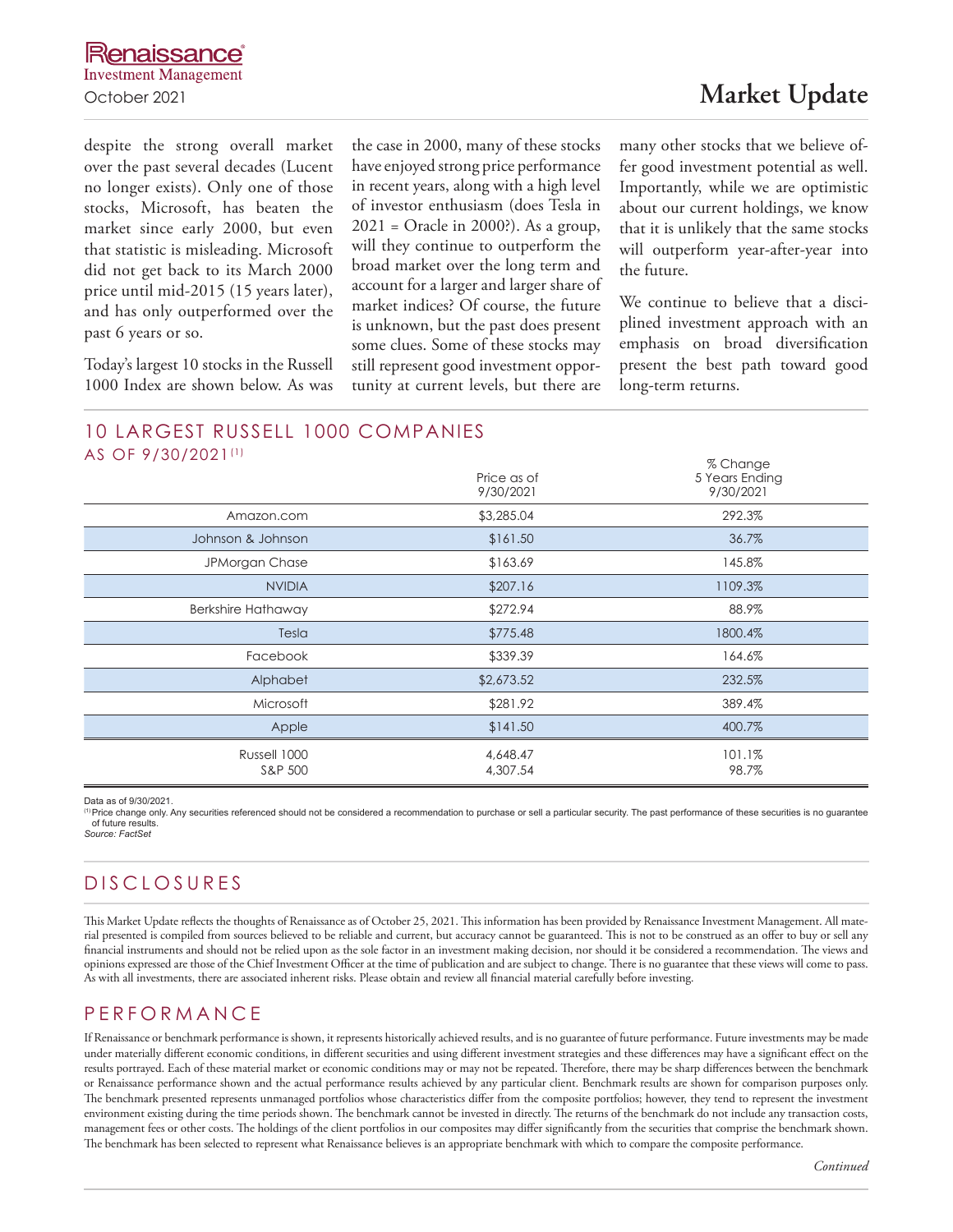despite the strong overall market over the past several decades (Lucent no longer exists). Only one of those stocks, Microsoft, has beaten the market since early 2000, but even that statistic is misleading. Microsoft did not get back to its March 2000 price until mid-2015 (15 years later), and has only outperformed over the past 6 years or so.

Today's largest 10 stocks in the Russell 1000 Index are shown below. As was the case in 2000, many of these stocks have enjoyed strong price performance in recent years, along with a high level of investor enthusiasm (does Tesla in 2021 = Oracle in 2000?). As a group, will they continue to outperform the broad market over the long term and account for a larger and larger share of market indices? Of course, the future is unknown, but the past does present some clues. Some of these stocks may still represent good investment opportunity at current levels, but there are many other stocks that we believe offer good investment potential as well. Importantly, while we are optimistic about our current holdings, we know that it is unlikely that the same stocks will outperform year-after-year into the future.

We continue to believe that a disciplined investment approach with an emphasis on broad diversification present the best path toward good long-term returns.

## 10 LARGEST RUSSELL 1000 COMPANIES AS OF 9/30/2021[1]

| | Price as of 9/30/2021 | % Change 5 Years Ending 9/30/2021 |
|---|---|---|
| Amazon.com | $3,285.04 | 292.3% |
| Johnson & Johnson | $161.50 | 36.7% |
| JPMorgan Chase | $163.69 | 145.8% |
| NVIDIA | $207.16 | 1109.3% |
| Berkshire Hathaway | $272.94 | 88.9% |
| Tesla | $775.48 | 1800.4% |
| Facebook | $339.39 | 164.6% |
| Alphabet | $2,673.52 | 232.5% |
| Microsoft | $281.92 | 389.4% |
| Apple | $141.50 | 400.7% |
| Russell 1000 | 4,648.47 | 101.1% |
| S&P 500 | 4,307.54 | 98.7% |

Data as of 9/30/2021.
[1] Price change only. Any securities referenced should not be considered a recommendation to purchase or sell a particular security. The past performance of these securities is no guarantee of future results.
*Source: FactSet*

## DISCLOSURES

This Market Update reflects the thoughts of Renaissance as of October 25, 2021. This information has been provided by Renaissance Investment Management. All material presented is compiled from sources believed to be reliable and current, but accuracy cannot be guaranteed. This is not to be construed as an offer to buy or sell any financial instruments and should not be relied upon as the sole factor in an investment making decision, nor should it be considered a recommendation. The views and opinions expressed are those of the Chief Investment Officer at the time of publication and are subject to change. There is no guarantee that these views will come to pass. As with all investments, there are associated inherent risks. Please obtain and review all financial material carefully before investing.

## PERFORMANCE

If Renaissance or benchmark performance is shown, it represents historically achieved results, and is no guarantee of future performance. Future investments may be made under materially different economic conditions, in different securities and using different investment strategies and these differences may have a significant effect on the results portrayed. Each of these material market or economic conditions may or may not be repeated. Therefore, there may be sharp differences between the benchmark or Renaissance performance shown and the actual performance results achieved by any particular client. Benchmark results are shown for comparison purposes only. The benchmark presented represents unmanaged portfolios whose characteristics differ from the composite portfolios; however, they tend to represent the investment environment existing during the time periods shown. The benchmark cannot be invested in directly. The returns of the benchmark do not include any transaction costs, management fees or other costs. The holdings of the client portfolios in our composites may differ significantly from the securities that comprise the benchmark shown. The benchmark has been selected to represent what Renaissance believes is an appropriate benchmark with which to compare the composite performance.

*Continued*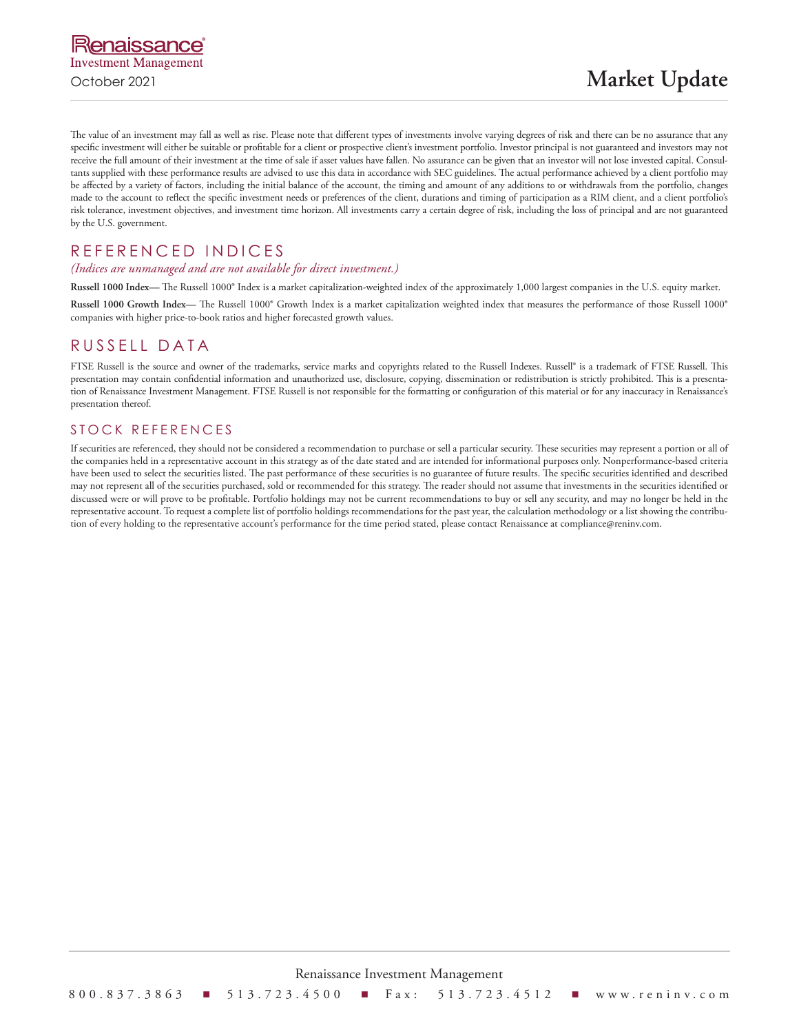The value of an investment may fall as well as rise. Please note that different types of investments involve varying degrees of risk and there can be no assurance that any specific investment will either be suitable or profitable for a client or prospective client's investment portfolio. Investor principal is not guaranteed and investors may not receive the full amount of their investment at the time of sale if asset values have fallen. No assurance can be given that an investor will not lose invested capital. Consultants supplied with these performance results are advised to use this data in accordance with SEC guidelines. The actual performance achieved by a client portfolio may be affected by a variety of factors, including the initial balance of the account, the timing and amount of any additions to or withdrawals from the portfolio, changes made to the account to reflect the specific investment needs or preferences of the client, durations and timing of participation as a RIM client, and a client portfolio's risk tolerance, investment objectives, and investment time horizon. All investments carry a certain degree of risk, including the loss of principal and are not guaranteed by the U.S. government.

## REFERENCED INDICES

*(Indices are unmanaged and are not available for direct investment.)*

**Russell 1000 Index—** The Russell 1000® Index is a market capitalization-weighted index of the approximately 1,000 largest companies in the U.S. equity market.

**Russell 1000 Growth Index—** The Russell 1000® Growth Index is a market capitalization weighted index that measures the performance of those Russell 1000® companies with higher price-to-book ratios and higher forecasted growth values.

## RUSSELL DATA

FTSE Russell is the source and owner of the trademarks, service marks and copyrights related to the Russell Indexes. Russell® is a trademark of FTSE Russell. This presentation may contain confidential information and unauthorized use, disclosure, copying, dissemination or redistribution is strictly prohibited. This is a presentation of Renaissance Investment Management. FTSE Russell is not responsible for the formatting or configuration of this material or for any inaccuracy in Renaissance's presentation thereof.

## STOCK REFERENCES

If securities are referenced, they should not be considered a recommendation to purchase or sell a particular security. These securities may represent a portion or all of the companies held in a representative account in this strategy as of the date stated and are intended for informational purposes only. Nonperformance-based criteria have been used to select the securities listed. The past performance of these securities is no guarantee of future results. The specific securities identified and described may not represent all of the securities purchased, sold or recommended for this strategy. The reader should not assume that investments in the securities identified or discussed were or will prove to be profitable. Portfolio holdings may not be current recommendations to buy or sell any security, and may no longer be held in the representative account. To request a complete list of portfolio holdings recommendations for the past year, the calculation methodology or a list showing the contribution of every holding to the representative account's performance for the time period stated, please contact Renaissance at compliance@reninv.com.